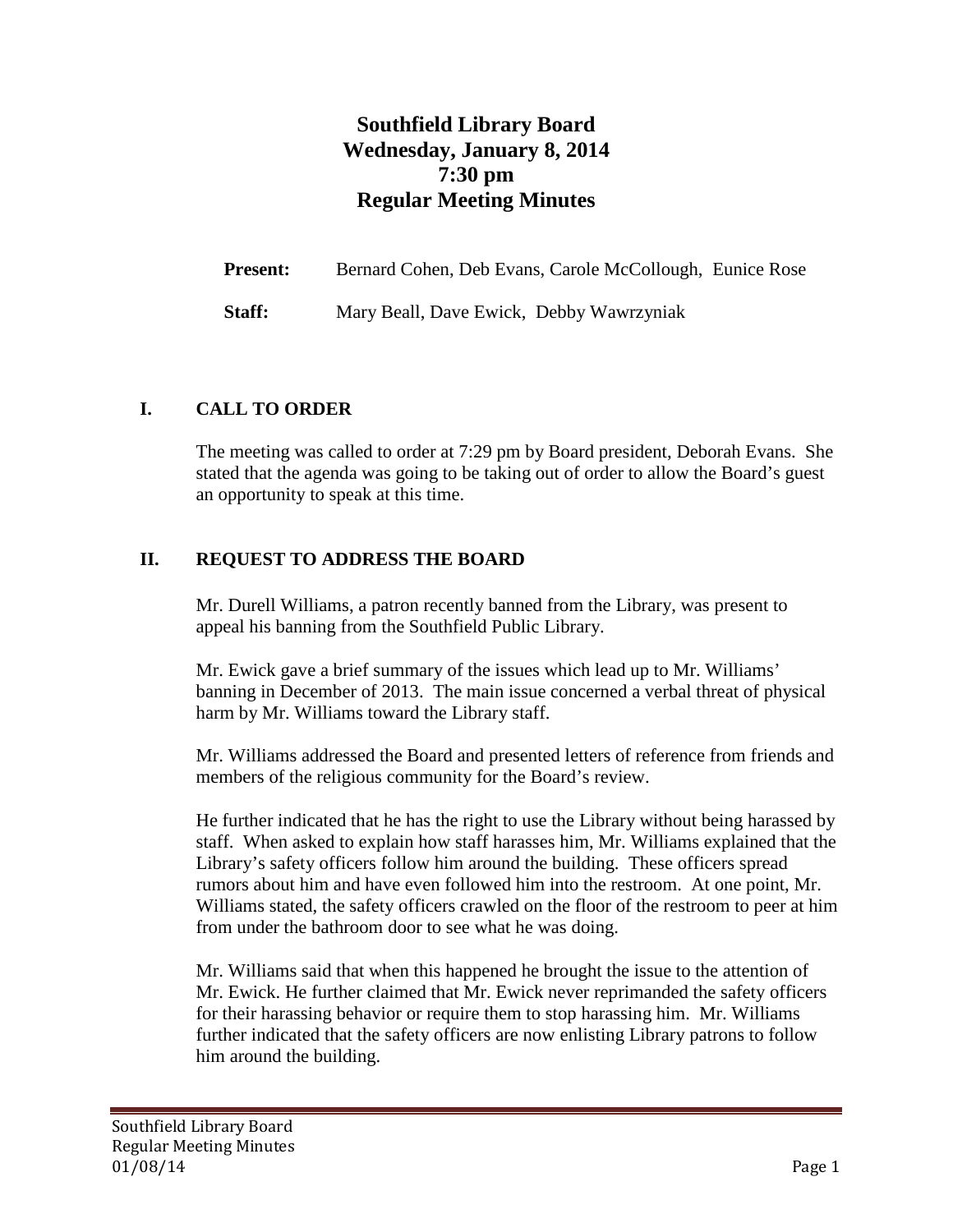# Southfield Library Board
# Wednesday, January 8, 2014
# 7:30 pm
# Regular Meeting Minutes

**Present:** Bernard Cohen, Deb Evans, Carole McCollough, Eunice Rose

**Staff:** Mary Beall, Dave Ewick, Debby Wawrzyniak

## I. CALL TO ORDER

The meeting was called to order at 7:29 pm by Board president, Deborah Evans. She stated that the agenda was going to be taking out of order to allow the Board's guest an opportunity to speak at this time.

## II. REQUEST TO ADDRESS THE BOARD

Mr. Durell Williams, a patron recently banned from the Library, was present to appeal his banning from the Southfield Public Library.

Mr. Ewick gave a brief summary of the issues which lead up to Mr. Williams' banning in December of 2013. The main issue concerned a verbal threat of physical harm by Mr. Williams toward the Library staff.

Mr. Williams addressed the Board and presented letters of reference from friends and members of the religious community for the Board's review.

He further indicated that he has the right to use the Library without being harassed by staff. When asked to explain how staff harasses him, Mr. Williams explained that the Library's safety officers follow him around the building. These officers spread rumors about him and have even followed him into the restroom. At one point, Mr. Williams stated, the safety officers crawled on the floor of the restroom to peer at him from under the bathroom door to see what he was doing.

Mr. Williams said that when this happened he brought the issue to the attention of Mr. Ewick. He further claimed that Mr. Ewick never reprimanded the safety officers for their harassing behavior or require them to stop harassing him. Mr. Williams further indicated that the safety officers are now enlisting Library patrons to follow him around the building.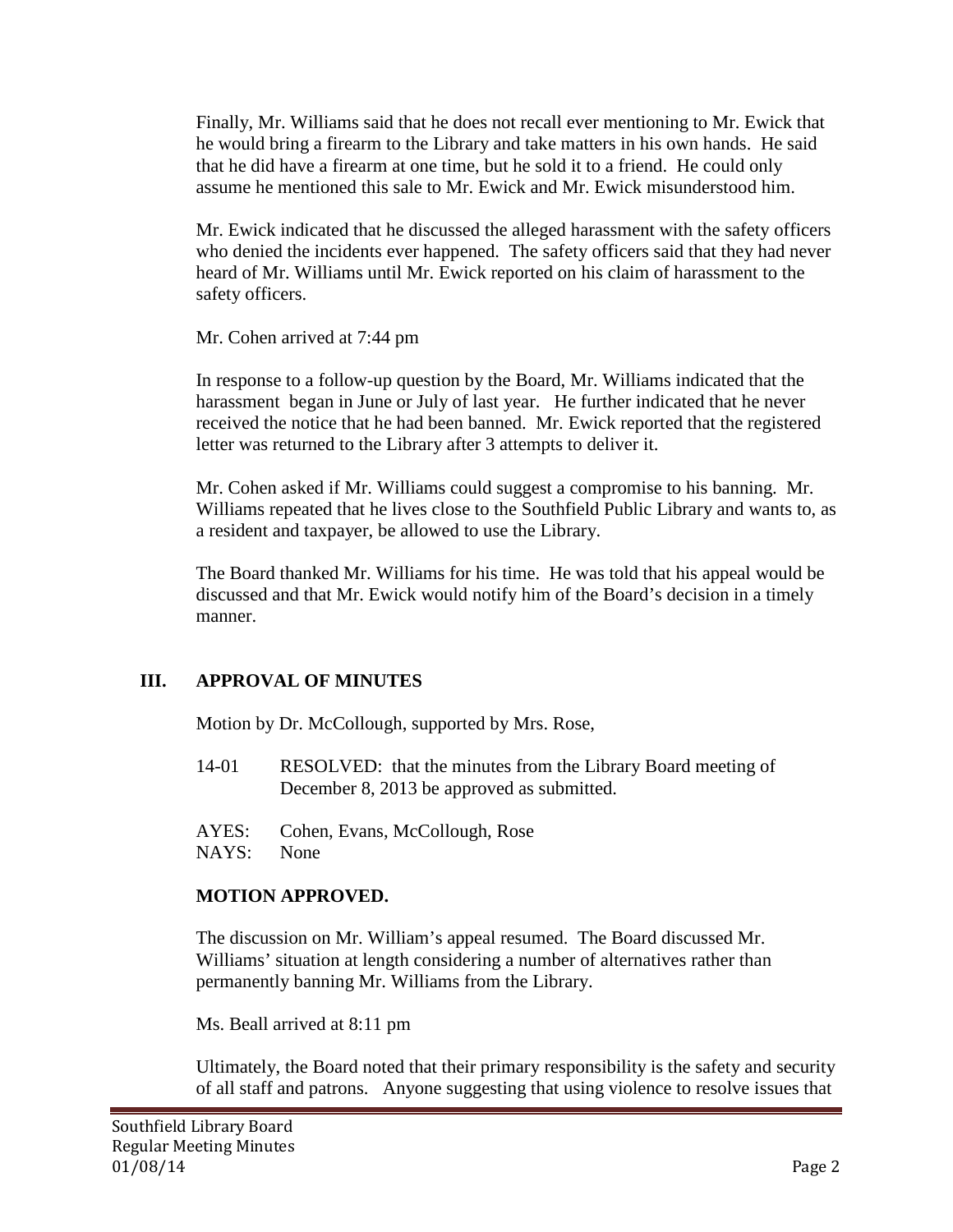Finally, Mr. Williams said that he does not recall ever mentioning to Mr. Ewick that he would bring a firearm to the Library and take matters in his own hands. He said that he did have a firearm at one time, but he sold it to a friend. He could only assume he mentioned this sale to Mr. Ewick and Mr. Ewick misunderstood him.

Mr. Ewick indicated that he discussed the alleged harassment with the safety officers who denied the incidents ever happened. The safety officers said that they had never heard of Mr. Williams until Mr. Ewick reported on his claim of harassment to the safety officers.

Mr. Cohen arrived at 7:44 pm

In response to a follow-up question by the Board, Mr. Williams indicated that the harassment began in June or July of last year. He further indicated that he never received the notice that he had been banned. Mr. Ewick reported that the registered letter was returned to the Library after 3 attempts to deliver it.

Mr. Cohen asked if Mr. Williams could suggest a compromise to his banning. Mr. Williams repeated that he lives close to the Southfield Public Library and wants to, as a resident and taxpayer, be allowed to use the Library.

The Board thanked Mr. Williams for his time. He was told that his appeal would be discussed and that Mr. Ewick would notify him of the Board's decision in a timely manner.

## III. APPROVAL OF MINUTES

Motion by Dr. McCollough, supported by Mrs. Rose,

14-01 RESOLVED: that the minutes from the Library Board meeting of December 8, 2013 be approved as submitted.

AYES: Cohen, Evans, McCollough, Rose
NAYS: None

**MOTION APPROVED.**

The discussion on Mr. William's appeal resumed. The Board discussed Mr. Williams' situation at length considering a number of alternatives rather than permanently banning Mr. Williams from the Library.

Ms. Beall arrived at 8:11 pm

Ultimately, the Board noted that their primary responsibility is the safety and security of all staff and patrons. Anyone suggesting that using violence to resolve issues that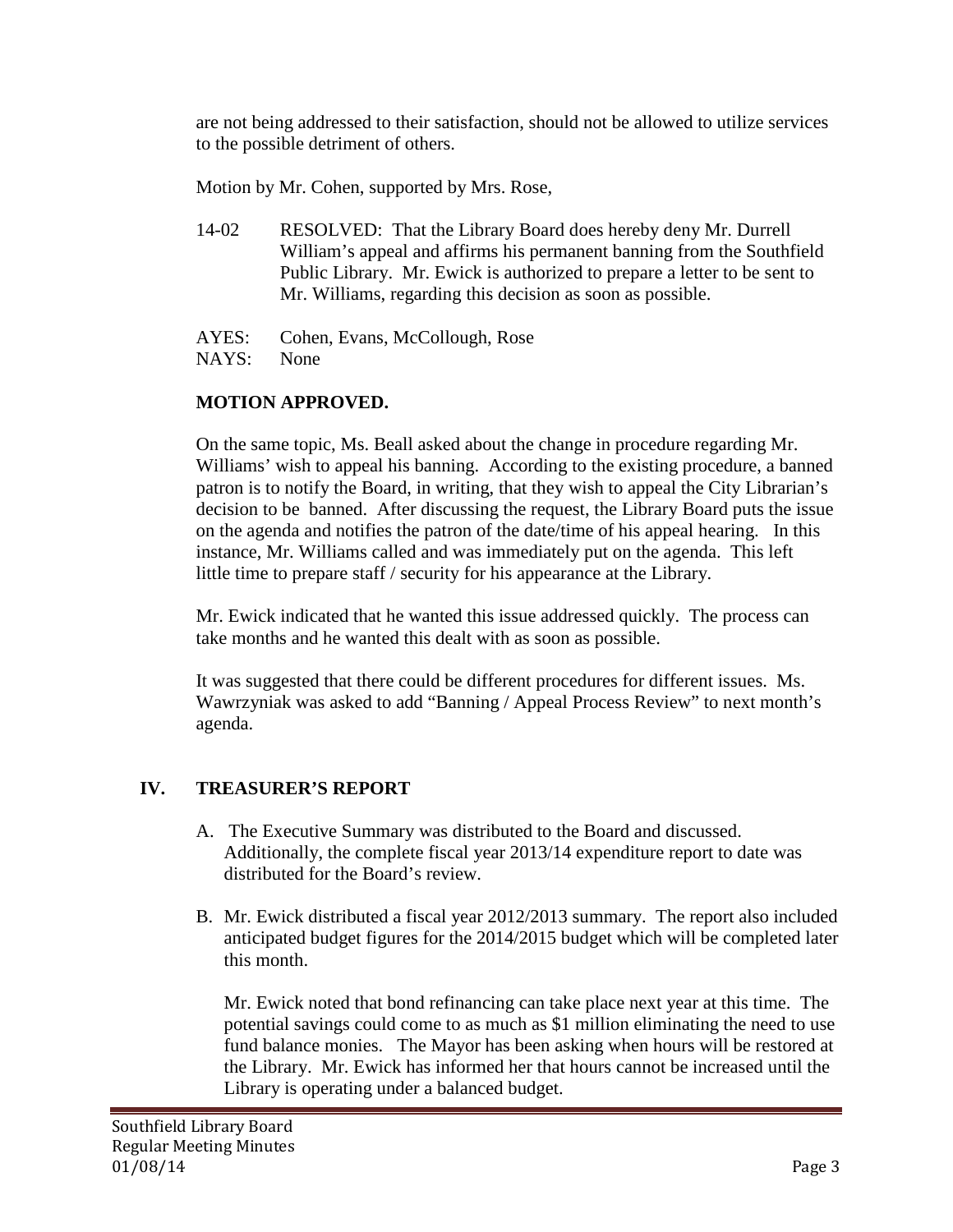are not being addressed to their satisfaction, should not be allowed to utilize services to the possible detriment of others.

Motion by Mr. Cohen, supported by Mrs. Rose,

14-02 RESOLVED: That the Library Board does hereby deny Mr. Durrell William's appeal and affirms his permanent banning from the Southfield Public Library. Mr. Ewick is authorized to prepare a letter to be sent to Mr. Williams, regarding this decision as soon as possible.

AYES: Cohen, Evans, McCollough, Rose
NAYS: None

**MOTION APPROVED.**

On the same topic, Ms. Beall asked about the change in procedure regarding Mr. Williams' wish to appeal his banning. According to the existing procedure, a banned patron is to notify the Board, in writing, that they wish to appeal the City Librarian's decision to be banned. After discussing the request, the Library Board puts the issue on the agenda and notifies the patron of the date/time of his appeal hearing. In this instance, Mr. Williams called and was immediately put on the agenda. This left little time to prepare staff / security for his appearance at the Library.

Mr. Ewick indicated that he wanted this issue addressed quickly. The process can take months and he wanted this dealt with as soon as possible.

It was suggested that there could be different procedures for different issues. Ms. Wawrzyniak was asked to add "Banning / Appeal Process Review" to next month's agenda.

## IV. TREASURER'S REPORT

A. The Executive Summary was distributed to the Board and discussed. Additionally, the complete fiscal year 2013/14 expenditure report to date was distributed for the Board's review.

B. Mr. Ewick distributed a fiscal year 2012/2013 summary. The report also included anticipated budget figures for the 2014/2015 budget which will be completed later this month.

Mr. Ewick noted that bond refinancing can take place next year at this time. The potential savings could come to as much as $1 million eliminating the need to use fund balance monies. The Mayor has been asking when hours will be restored at the Library. Mr. Ewick has informed her that hours cannot be increased until the Library is operating under a balanced budget.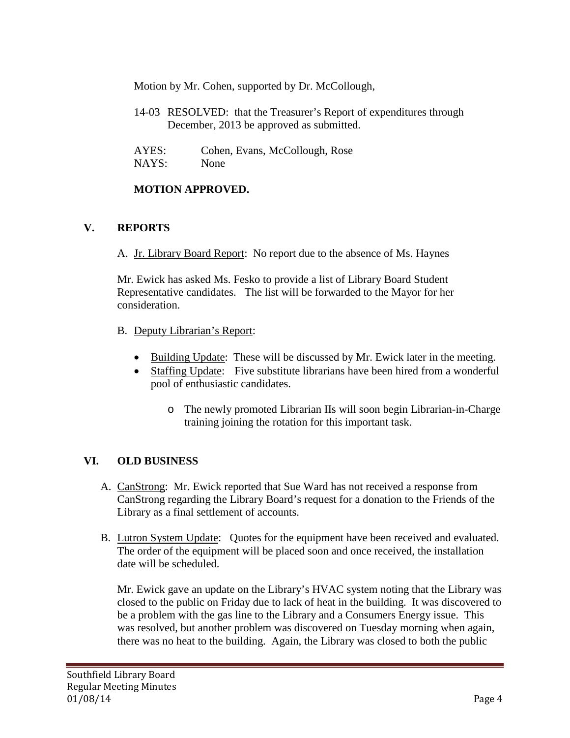Motion by Mr. Cohen, supported by Dr. McCollough,

14-03 RESOLVED: that the Treasurer's Report of expenditures through December, 2013 be approved as submitted.

AYES: Cohen, Evans, McCollough, Rose
NAYS: None

**MOTION APPROVED.**

## V. REPORTS

A. Jr. Library Board Report: No report due to the absence of Ms. Haynes

Mr. Ewick has asked Ms. Fesko to provide a list of Library Board Student Representative candidates. The list will be forwarded to the Mayor for her consideration.

B. Deputy Librarian's Report:

- Building Update: These will be discussed by Mr. Ewick later in the meeting.
- Staffing Update: Five substitute librarians have been hired from a wonderful pool of enthusiastic candidates.
    - The newly promoted Librarian IIs will soon begin Librarian-in-Charge training joining the rotation for this important task.

## VI. OLD BUSINESS

A. CanStrong: Mr. Ewick reported that Sue Ward has not received a response from CanStrong regarding the Library Board's request for a donation to the Friends of the Library as a final settlement of accounts.

B. Lutron System Update: Quotes for the equipment have been received and evaluated. The order of the equipment will be placed soon and once received, the installation date will be scheduled.

Mr. Ewick gave an update on the Library's HVAC system noting that the Library was closed to the public on Friday due to lack of heat in the building. It was discovered to be a problem with the gas line to the Library and a Consumers Energy issue. This was resolved, but another problem was discovered on Tuesday morning when again, there was no heat to the building. Again, the Library was closed to both the public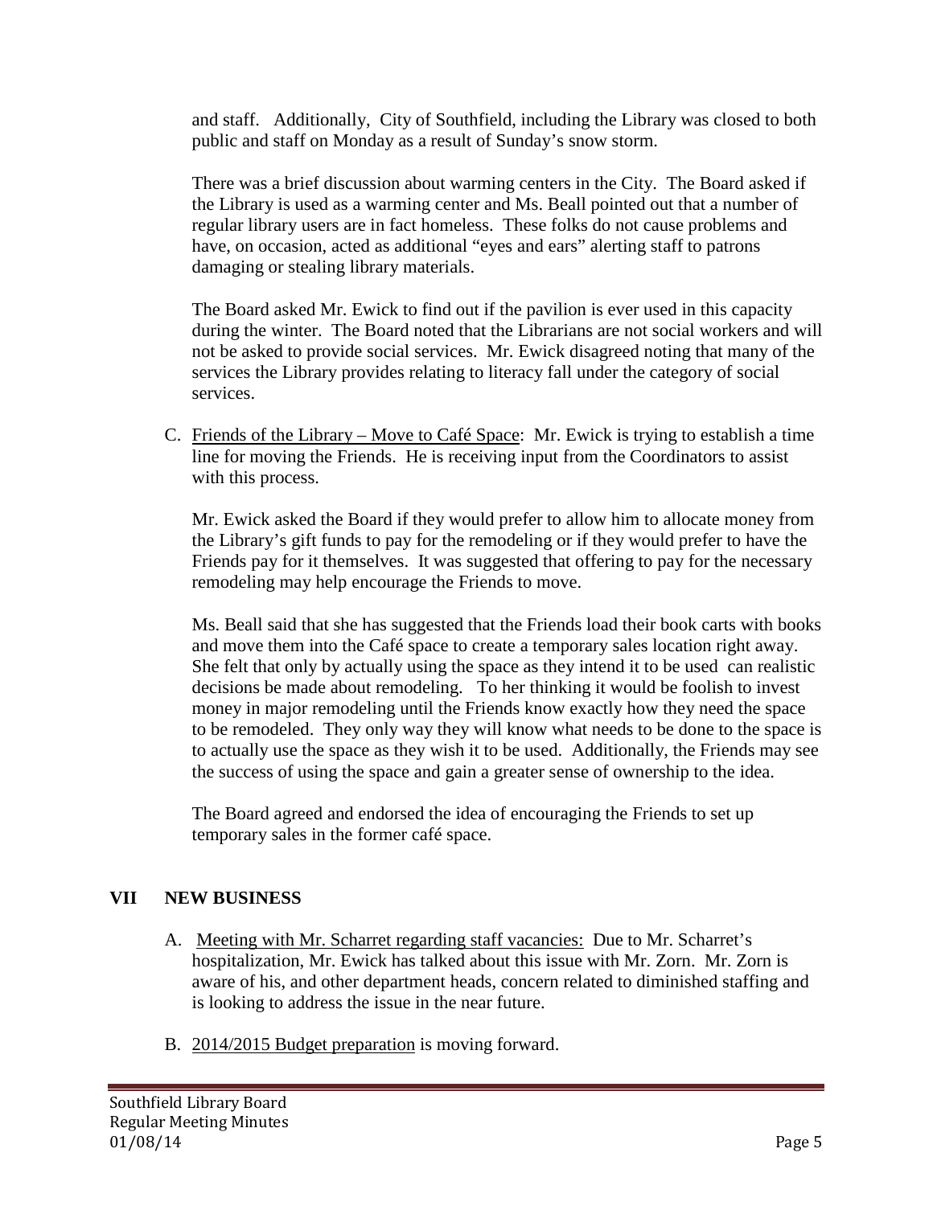and staff. Additionally, City of Southfield, including the Library was closed to both public and staff on Monday as a result of Sunday's snow storm.

There was a brief discussion about warming centers in the City. The Board asked if the Library is used as a warming center and Ms. Beall pointed out that a number of regular library users are in fact homeless. These folks do not cause problems and have, on occasion, acted as additional "eyes and ears" alerting staff to patrons damaging or stealing library materials.

The Board asked Mr. Ewick to find out if the pavilion is ever used in this capacity during the winter. The Board noted that the Librarians are not social workers and will not be asked to provide social services. Mr. Ewick disagreed noting that many of the services the Library provides relating to literacy fall under the category of social services.

C. <u>Friends of the Library – Move to Café Space</u>: Mr. Ewick is trying to establish a time line for moving the Friends. He is receiving input from the Coordinators to assist with this process.

Mr. Ewick asked the Board if they would prefer to allow him to allocate money from the Library's gift funds to pay for the remodeling or if they would prefer to have the Friends pay for it themselves. It was suggested that offering to pay for the necessary remodeling may help encourage the Friends to move.

Ms. Beall said that she has suggested that the Friends load their book carts with books and move them into the Café space to create a temporary sales location right away. She felt that only by actually using the space as they intend it to be used can realistic decisions be made about remodeling. To her thinking it would be foolish to invest money in major remodeling until the Friends know exactly how they need the space to be remodeled. They only way they will know what needs to be done to the space is to actually use the space as they wish it to be used. Additionally, the Friends may see the success of using the space and gain a greater sense of ownership to the idea.

The Board agreed and endorsed the idea of encouraging the Friends to set up temporary sales in the former café space.

## VII NEW BUSINESS

A. <u>Meeting with Mr. Scharret regarding staff vacancies:</u> Due to Mr. Scharret's hospitalization, Mr. Ewick has talked about this issue with Mr. Zorn. Mr. Zorn is aware of his, and other department heads, concern related to diminished staffing and is looking to address the issue in the near future.

B. <u>2014/2015 Budget preparation</u> is moving forward.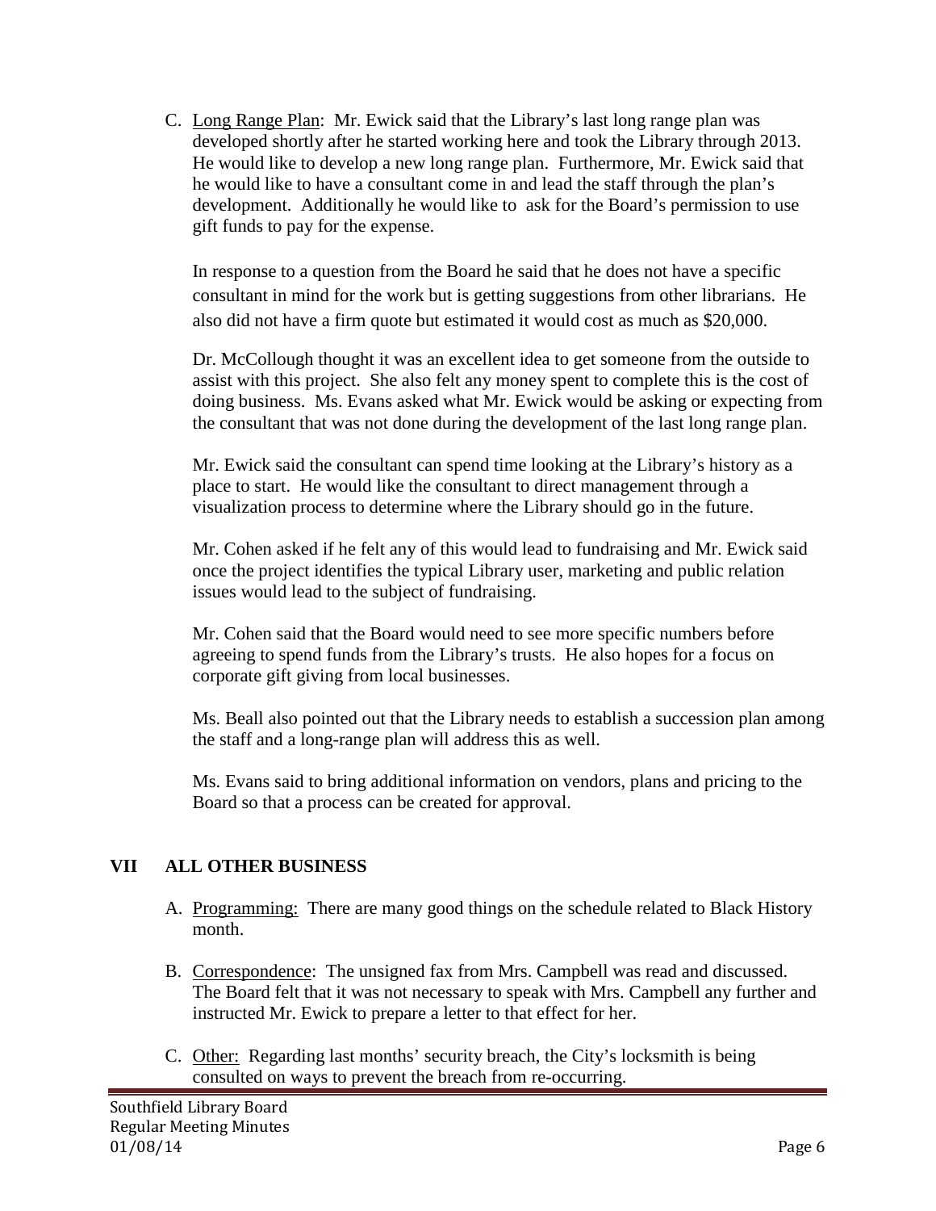C. Long Range Plan: Mr. Ewick said that the Library's last long range plan was developed shortly after he started working here and took the Library through 2013. He would like to develop a new long range plan. Furthermore, Mr. Ewick said that he would like to have a consultant come in and lead the staff through the plan's development. Additionally he would like to ask for the Board's permission to use gift funds to pay for the expense.

   In response to a question from the Board he said that he does not have a specific consultant in mind for the work but is getting suggestions from other librarians. He also did not have a firm quote but estimated it would cost as much as $20,000.

   Dr. McCollough thought it was an excellent idea to get someone from the outside to assist with this project. She also felt any money spent to complete this is the cost of doing business. Ms. Evans asked what Mr. Ewick would be asking or expecting from the consultant that was not done during the development of the last long range plan.

   Mr. Ewick said the consultant can spend time looking at the Library's history as a place to start. He would like the consultant to direct management through a visualization process to determine where the Library should go in the future.

   Mr. Cohen asked if he felt any of this would lead to fundraising and Mr. Ewick said once the project identifies the typical Library user, marketing and public relation issues would lead to the subject of fundraising.

   Mr. Cohen said that the Board would need to see more specific numbers before agreeing to spend funds from the Library's trusts. He also hopes for a focus on corporate gift giving from local businesses.

   Ms. Beall also pointed out that the Library needs to establish a succession plan among the staff and a long-range plan will address this as well.

   Ms. Evans said to bring additional information on vendors, plans and pricing to the Board so that a process can be created for approval.

## VII ALL OTHER BUSINESS

A. Programming: There are many good things on the schedule related to Black History month.

B. Correspondence: The unsigned fax from Mrs. Campbell was read and discussed. The Board felt that it was not necessary to speak with Mrs. Campbell any further and instructed Mr. Ewick to prepare a letter to that effect for her.

C. Other: Regarding last months' security breach, the City's locksmith is being consulted on ways to prevent the breach from re-occurring.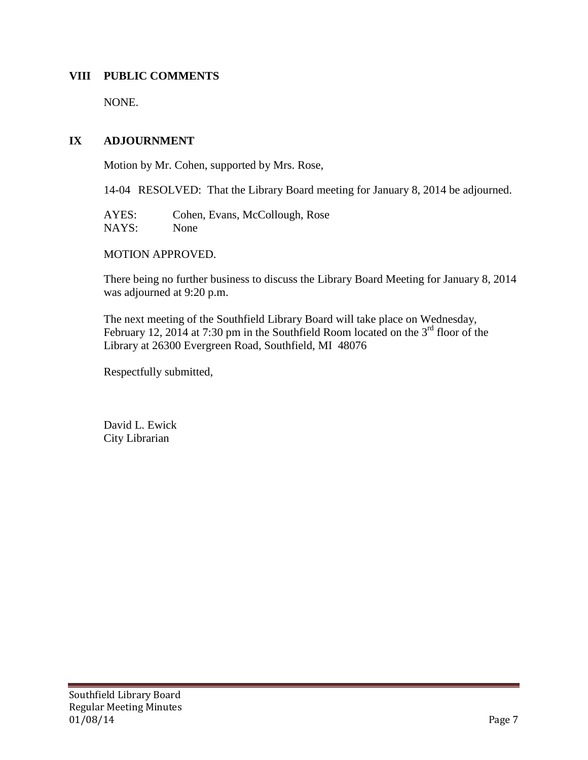## VIII PUBLIC COMMENTS

NONE.

## IX ADJOURNMENT

Motion by Mr. Cohen, supported by Mrs. Rose,

14-04 RESOLVED: That the Library Board meeting for January 8, 2014 be adjourned.

AYES: Cohen, Evans, McCollough, Rose
NAYS: None

MOTION APPROVED.

There being no further business to discuss the Library Board Meeting for January 8, 2014 was adjourned at 9:20 p.m.

The next meeting of the Southfield Library Board will take place on Wednesday, February 12, 2014 at 7:30 pm in the Southfield Room located on the 3rd floor of the Library at 26300 Evergreen Road, Southfield, MI 48076

Respectfully submitted,

David L. Ewick
City Librarian